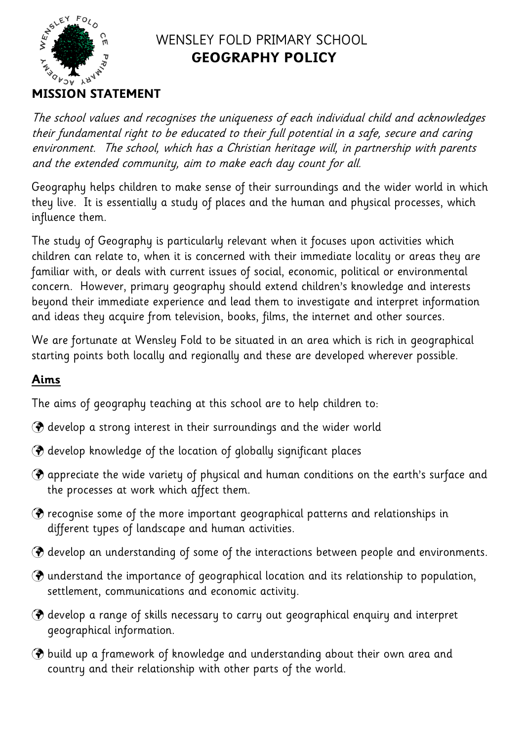# WENSLEY FOLD PRIMARY SCHOOL
# **GEOGRAPHY POLICY**

## MISSION STATEMENT

*The school values and recognises the uniqueness of each individual child and acknowledges their fundamental right to be educated to their full potential in a safe, secure and caring environment. The school, which has a Christian heritage will, in partnership with parents and the extended community, aim to make each day count for all.*

Geography helps children to make sense of their surroundings and the wider world in which they live. It is essentially a study of places and the human and physical processes, which influence them.

The study of Geography is particularly relevant when it focuses upon activities which children can relate to, when it is concerned with their immediate locality or areas they are familiar with, or deals with current issues of social, economic, political or environmental concern. However, primary geography should extend children's knowledge and interests beyond their immediate experience and lead them to investigate and interpret information and ideas they acquire from television, books, films, the internet and other sources.

We are fortunate at Wensley Fold to be situated in an area which is rich in geographical starting points both locally and regionally and these are developed wherever possible.

## Aims

The aims of geography teaching at this school are to help children to:

- develop a strong interest in their surroundings and the wider world
- develop knowledge of the location of globally significant places
- appreciate the wide variety of physical and human conditions on the earth's surface and the processes at work which affect them.
- recognise some of the more important geographical patterns and relationships in different types of landscape and human activities.
- develop an understanding of some of the interactions between people and environments.
- understand the importance of geographical location and its relationship to population, settlement, communications and economic activity.
- develop a range of skills necessary to carry out geographical enquiry and interpret geographical information.
- build up a framework of knowledge and understanding about their own area and country and their relationship with other parts of the world.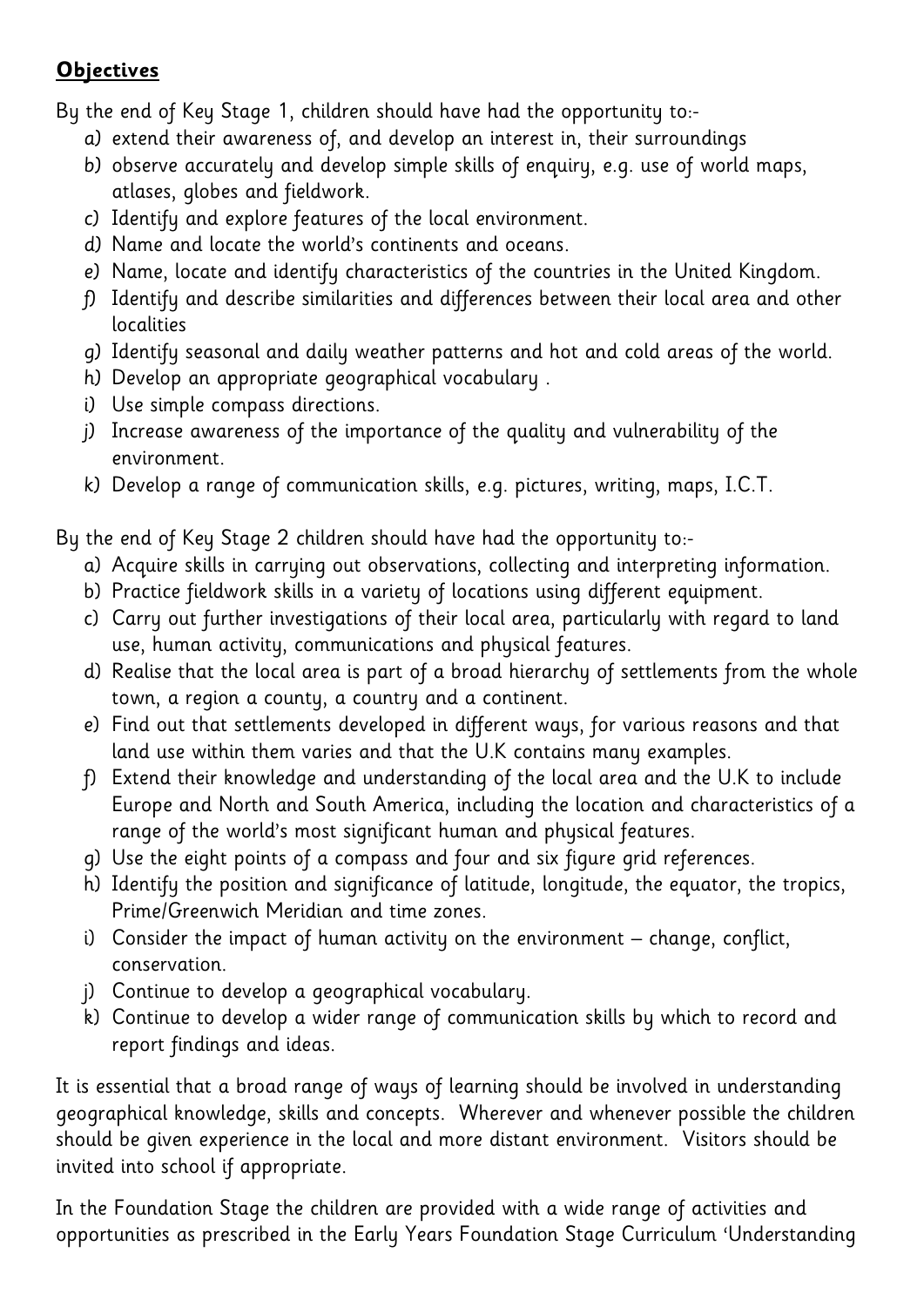**Objectives**

By the end of Key Stage 1, children should have had the opportunity to:-

a) extend their awareness of, and develop an interest in, their surroundings
b) observe accurately and develop simple skills of enquiry, e.g. use of world maps, atlases, globes and fieldwork.
c) Identify and explore features of the local environment.
d) Name and locate the world's continents and oceans.
e) Name, locate and identify characteristics of the countries in the United Kingdom.
f) Identify and describe similarities and differences between their local area and other localities
g) Identify seasonal and daily weather patterns and hot and cold areas of the world.
h) Develop an appropriate geographical vocabulary .
i) Use simple compass directions.
j) Increase awareness of the importance of the quality and vulnerability of the environment.
k) Develop a range of communication skills, e.g. pictures, writing, maps, I.C.T.

By the end of Key Stage 2 children should have had the opportunity to:-

a) Acquire skills in carrying out observations, collecting and interpreting information.
b) Practice fieldwork skills in a variety of locations using different equipment.
c) Carry out further investigations of their local area, particularly with regard to land use, human activity, communications and physical features.
d) Realise that the local area is part of a broad hierarchy of settlements from the whole town, a region a county, a country and a continent.
e) Find out that settlements developed in different ways, for various reasons and that land use within them varies and that the U.K contains many examples.
f) Extend their knowledge and understanding of the local area and the U.K to include Europe and North and South America, including the location and characteristics of a range of the world's most significant human and physical features.
g) Use the eight points of a compass and four and six figure grid references.
h) Identify the position and significance of latitude, longitude, the equator, the tropics, Prime/Greenwich Meridian and time zones.
i) Consider the impact of human activity on the environment – change, conflict, conservation.
j) Continue to develop a geographical vocabulary.
k) Continue to develop a wider range of communication skills by which to record and report findings and ideas.

It is essential that a broad range of ways of learning should be involved in understanding geographical knowledge, skills and concepts. Wherever and whenever possible the children should be given experience in the local and more distant environment. Visitors should be invited into school if appropriate.

In the Foundation Stage the children are provided with a wide range of activities and opportunities as prescribed in the Early Years Foundation Stage Curriculum 'Understanding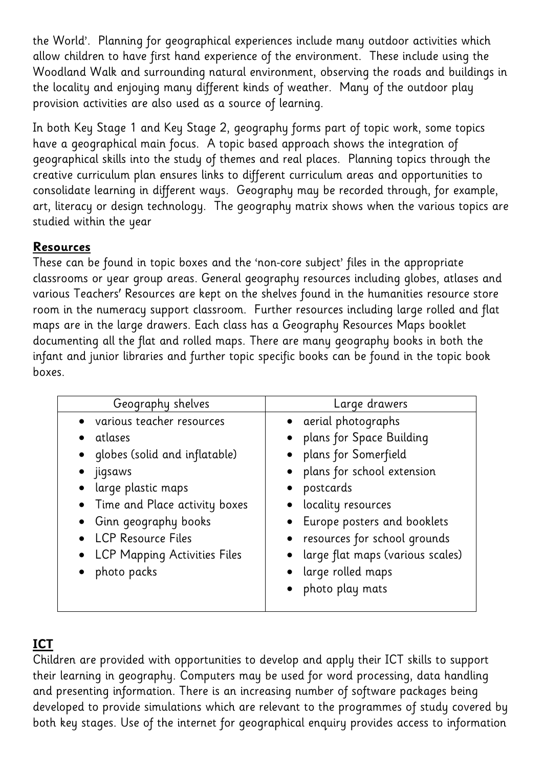the World'. Planning for geographical experiences include many outdoor activities which allow children to have first hand experience of the environment. These include using the Woodland Walk and surrounding natural environment, observing the roads and buildings in the locality and enjoying many different kinds of weather. Many of the outdoor play provision activities are also used as a source of learning.

In both Key Stage 1 and Key Stage 2, geography forms part of topic work, some topics have a geographical main focus. A topic based approach shows the integration of geographical skills into the study of themes and real places. Planning topics through the creative curriculum plan ensures links to different curriculum areas and opportunities to consolidate learning in different ways. Geography may be recorded through, for example, art, literacy or design technology. The geography matrix shows when the various topics are studied within the year

**Resources**

These can be found in topic boxes and the 'non-core subject' files in the appropriate classrooms or year group areas. General geography resources including globes, atlases and various Teachers' Resources are kept on the shelves found in the humanities resource store room in the numeracy support classroom. Further resources including large rolled and flat maps are in the large drawers. Each class has a Geography Resources Maps booklet documenting all the flat and rolled maps. There are many geography books in both the infant and junior libraries and further topic specific books can be found in the topic book boxes.

| Geography shelves | Large drawers |
|---|---|
| • various teacher resources<br>• atlases<br>• globes (solid and inflatable)<br>• jigsaws<br>• large plastic maps<br>• Time and Place activity boxes<br>• Ginn geography books<br>• LCP Resource Files<br>• LCP Mapping Activities Files<br>• photo packs | • aerial photographs<br>• plans for Space Building<br>• plans for Somerfield<br>• plans for school extension<br>• postcards<br>• locality resources<br>• Europe posters and booklets<br>• resources for school grounds<br>• large flat maps (various scales)<br>• large rolled maps<br>• photo play mats |

## ICT

Children are provided with opportunities to develop and apply their ICT skills to support their learning in geography. Computers may be used for word processing, data handling and presenting information. There is an increasing number of software packages being developed to provide simulations which are relevant to the programmes of study covered by both key stages. Use of the internet for geographical enquiry provides access to information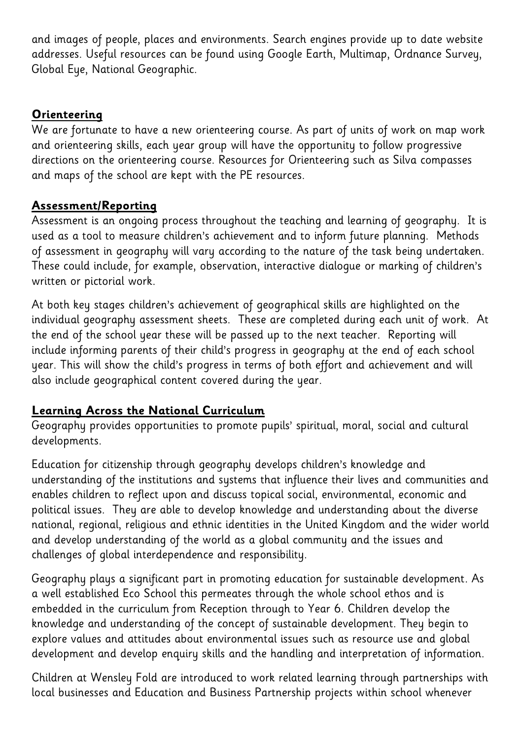and images of people, places and environments. Search engines provide up to date website addresses. Useful resources can be found using Google Earth, Multimap, Ordnance Survey, Global Eye, National Geographic.

## Orienteering

We are fortunate to have a new orienteering course. As part of units of work on map work and orienteering skills, each year group will have the opportunity to follow progressive directions on the orienteering course. Resources for Orienteering such as Silva compasses and maps of the school are kept with the PE resources.

## Assessment/Reporting

Assessment is an ongoing process throughout the teaching and learning of geography. It is used as a tool to measure children's achievement and to inform future planning. Methods of assessment in geography will vary according to the nature of the task being undertaken. These could include, for example, observation, interactive dialogue or marking of children's written or pictorial work.

At both key stages children's achievement of geographical skills are highlighted on the individual geography assessment sheets. These are completed during each unit of work. At the end of the school year these will be passed up to the next teacher. Reporting will include informing parents of their child's progress in geography at the end of each school year. This will show the child's progress in terms of both effort and achievement and will also include geographical content covered during the year.

## Learning Across the National Curriculum

Geography provides opportunities to promote pupils' spiritual, moral, social and cultural developments.

Education for citizenship through geography develops children's knowledge and understanding of the institutions and systems that influence their lives and communities and enables children to reflect upon and discuss topical social, environmental, economic and political issues. They are able to develop knowledge and understanding about the diverse national, regional, religious and ethnic identities in the United Kingdom and the wider world and develop understanding of the world as a global community and the issues and challenges of global interdependence and responsibility.

Geography plays a significant part in promoting education for sustainable development. As a well established Eco School this permeates through the whole school ethos and is embedded in the curriculum from Reception through to Year 6. Children develop the knowledge and understanding of the concept of sustainable development. They begin to explore values and attitudes about environmental issues such as resource use and global development and develop enquiry skills and the handling and interpretation of information.

Children at Wensley Fold are introduced to work related learning through partnerships with local businesses and Education and Business Partnership projects within school whenever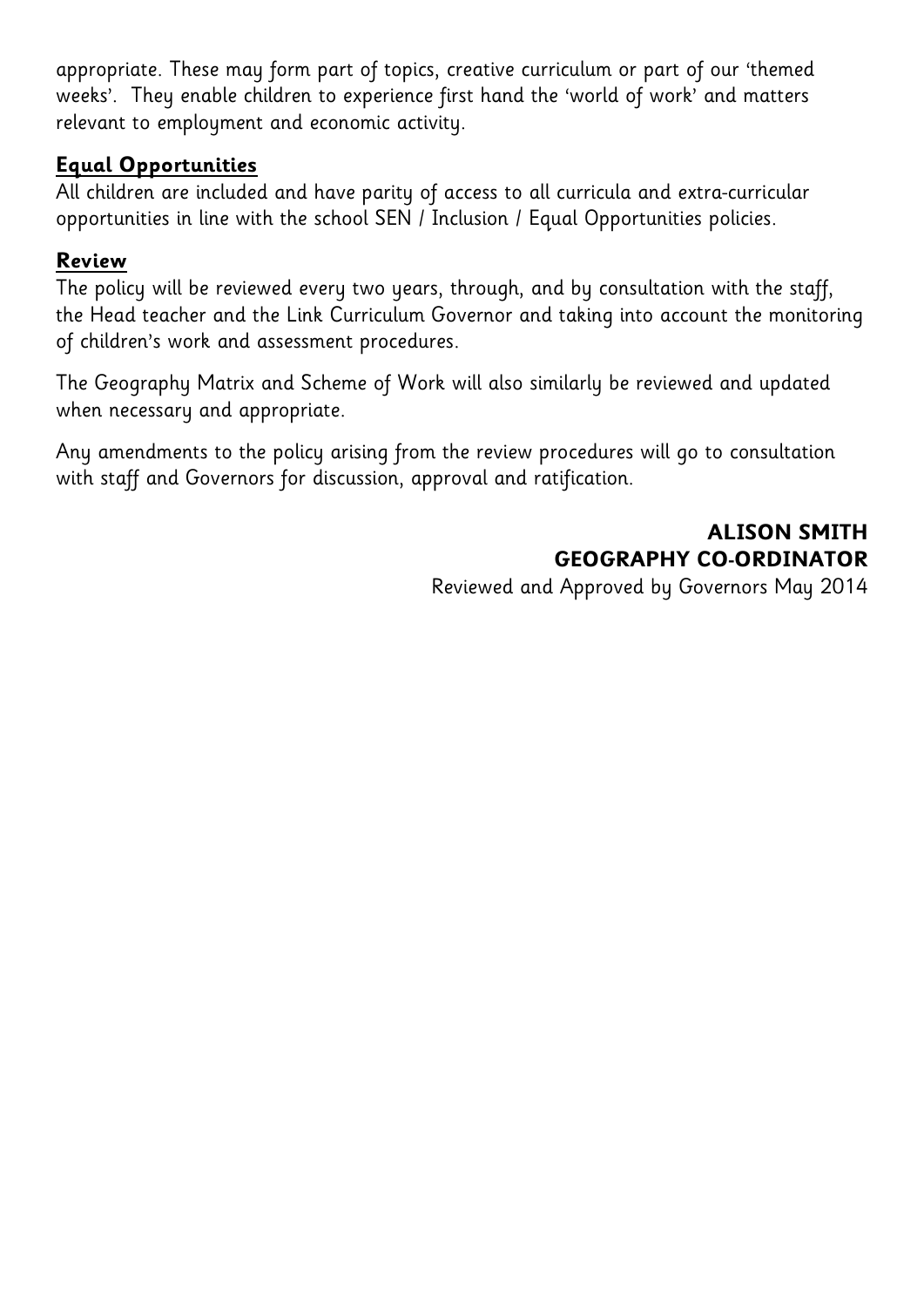appropriate. These may form part of topics, creative curriculum or part of our 'themed weeks'. They enable children to experience first hand the 'world of work' and matters relevant to employment and economic activity.

## Equal Opportunities

All children are included and have parity of access to all curricula and extra-curricular opportunities in line with the school SEN / Inclusion / Equal Opportunities policies.

## Review

The policy will be reviewed every two years, through, and by consultation with the staff, the Head teacher and the Link Curriculum Governor and taking into account the monitoring of children's work and assessment procedures.

The Geography Matrix and Scheme of Work will also similarly be reviewed and updated when necessary and appropriate.

Any amendments to the policy arising from the review procedures will go to consultation with staff and Governors for discussion, approval and ratification.

**ALISON SMITH**
**GEOGRAPHY CO-ORDINATOR**
Reviewed and Approved by Governors May 2014